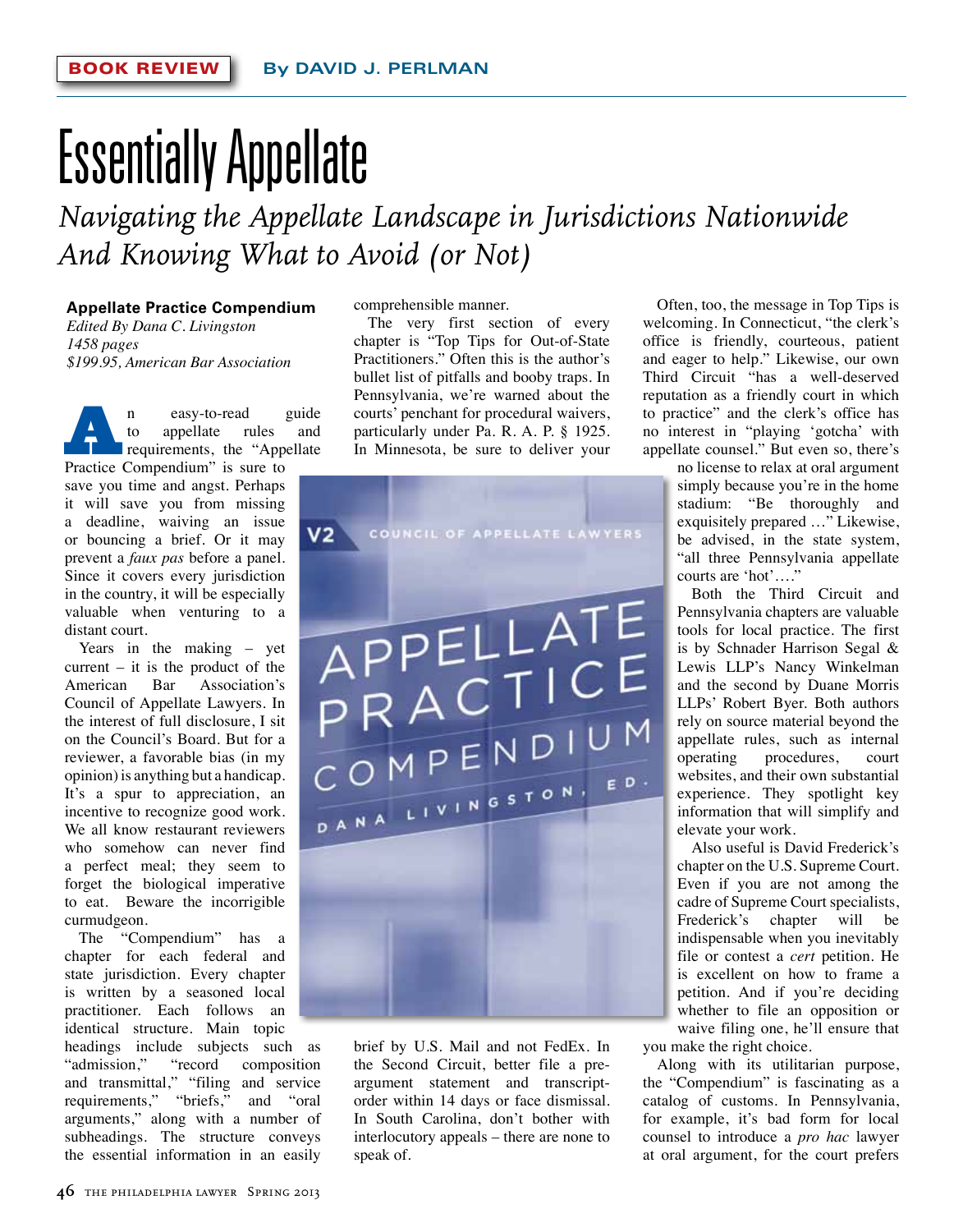BOOK REVIEW **By DAVID J. PERLMAN**

# Essentially Appellate

## *Navigating the Appellate Landscape in Jurisdictions Nationwide And Knowing What to Avoid (or Not)*

**Appellate Practice Compendium**
*Edited By Dana C. Livingston*
*1458 pages*
*$199.95, American Bar Association*

An easy-to-read guide to appellate rules and requirements, the "Appellate Practice Compendium" is sure to save you time and angst. Perhaps it will save you from missing a deadline, waiving an issue or bouncing a brief. Or it may prevent a *faux pas* before a panel. Since it covers every jurisdiction in the country, it will be especially valuable when venturing to a distant court.

Years in the making – yet current – it is the product of the American Bar Association's Council of Appellate Lawyers. In the interest of full disclosure, I sit on the Council's Board. But for a reviewer, a favorable bias (in my opinion) is anything but a handicap. It's a spur to appreciation, an incentive to recognize good work. We all know restaurant reviewers who somehow can never find a perfect meal; they seem to forget the biological imperative to eat. Beware the incorrigible curmudgeon.

The "Compendium" has a chapter for each federal and state jurisdiction. Every chapter is written by a seasoned local practitioner. Each follows an identical structure. Main topic headings include subjects such as "admission," "record composition and transmittal," "filing and service requirements," "briefs," and "oral arguments," along with a number of subheadings. The structure conveys the essential information in an easily comprehensible manner.

The very first section of every chapter is "Top Tips for Out-of-State Practitioners." Often this is the author's bullet list of pitfalls and booby traps. In Pennsylvania, we're warned about the courts' penchant for procedural waivers, particularly under Pa. R. A. P. § 1925. In Minnesota, be sure to deliver your brief by U.S. Mail and not FedEx. In the Second Circuit, better file a pre-argument statement and transcript-order within 14 days or face dismissal. In South Carolina, don't bother with interlocutory appeals – there are none to speak of.

Often, too, the message in Top Tips is welcoming. In Connecticut, "the clerk's office is friendly, courteous, patient and eager to help." Likewise, our own Third Circuit "has a well-deserved reputation as a friendly court in which to practice" and the clerk's office has no interest in "playing 'gotcha' with appellate counsel." But even so, there's no license to relax at oral argument simply because you're in the home stadium: "Be thoroughly and exquisitely prepared …" Likewise, be advised, in the state system, "all three Pennsylvania appellate courts are 'hot'…."

Both the Third Circuit and Pennsylvania chapters are valuable tools for local practice. The first is by Schnader Harrison Segal & Lewis LLP's Nancy Winkelman and the second by Duane Morris LLPs' Robert Byer. Both authors rely on source material beyond the appellate rules, such as internal operating procedures, court websites, and their own substantial experience. They spotlight key information that will simplify and elevate your work.

Also useful is David Frederick's chapter on the U.S. Supreme Court. Even if you are not among the cadre of Supreme Court specialists, Frederick's chapter will be indispensable when you inevitably file or contest a *cert* petition. He is excellent on how to frame a petition. And if you're deciding whether to file an opposition or waive filing one, he'll ensure that you make the right choice.

Along with its utilitarian purpose, the "Compendium" is fascinating as a catalog of customs. In Pennsylvania, for example, it's bad form for local counsel to introduce a *pro hac* lawyer at oral argument, for the court prefers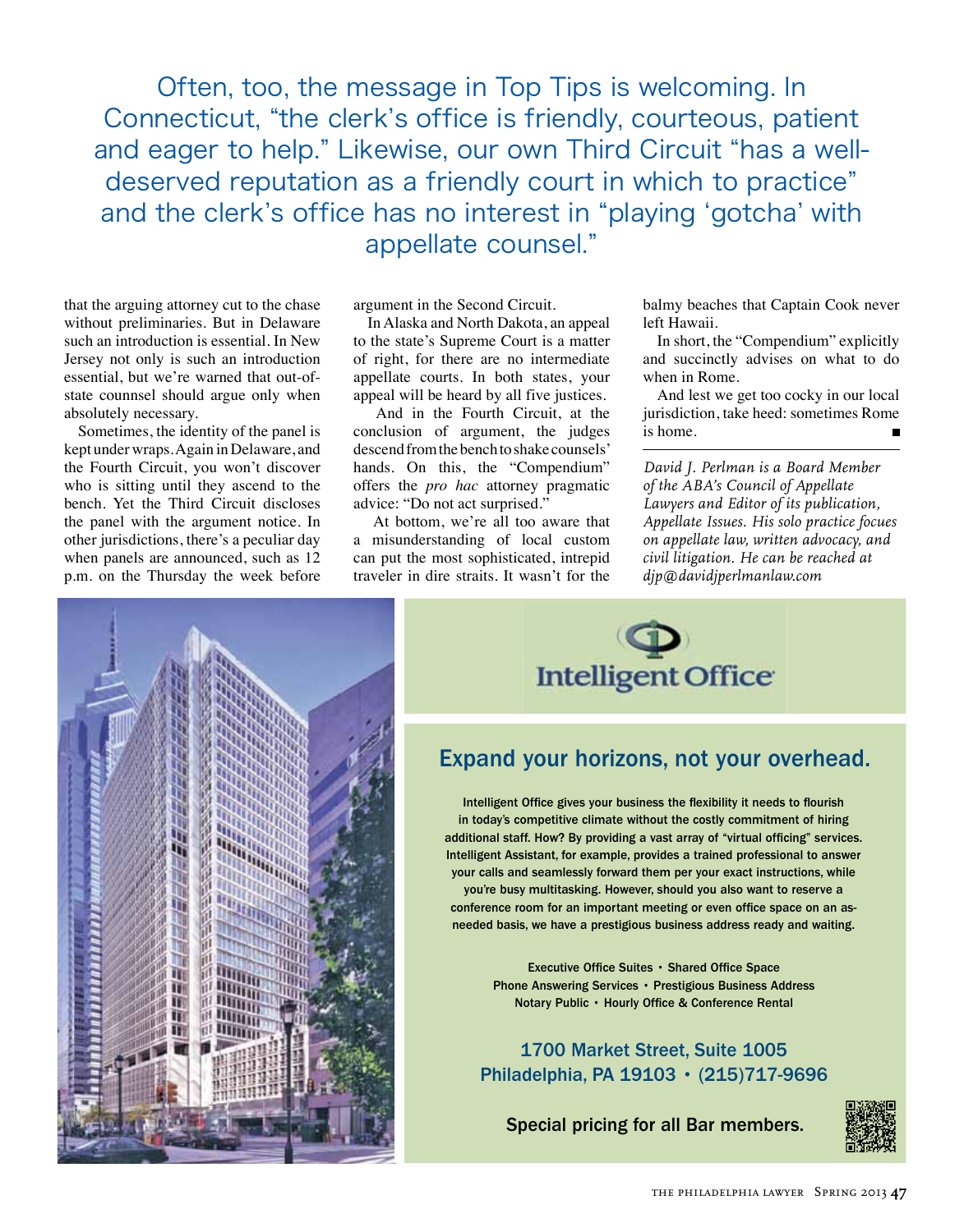> Often, too, the message in Top Tips is welcoming. In Connecticut, "the clerk's office is friendly, courteous, patient and eager to help." Likewise, our own Third Circuit "has a well-deserved reputation as a friendly court in which to practice" and the clerk's office has no interest in "playing 'gotcha' with appellate counsel."

that the arguing attorney cut to the chase without preliminaries. But in Delaware such an introduction is essential. In New Jersey not only is such an introduction essential, but we're warned that out-of-state counnsel should argue only when absolutely necessary.

Sometimes, the identity of the panel is kept under wraps. Again in Delaware, and the Fourth Circuit, you won't discover who is sitting until they ascend to the bench. Yet the Third Circuit discloses the panel with the argument notice. In other jurisdictions, there's a peculiar day when panels are announced, such as 12 p.m. on the Thursday the week before argument in the Second Circuit.

In Alaska and North Dakota, an appeal to the state's Supreme Court is a matter of right, for there are no intermediate appellate courts. In both states, your appeal will be heard by all five justices.

And in the Fourth Circuit, at the conclusion of argument, the judges descend from the bench to shake counsels' hands. On this, the "Compendium" offers the *pro hac* attorney pragmatic advice: "Do not act surprised."

At bottom, we're all too aware that a misunderstanding of local custom can put the most sophisticated, intrepid traveler in dire straits. It wasn't for the balmy beaches that Captain Cook never left Hawaii.

In short, the "Compendium" explicitly and succinctly advises on what to do when in Rome.

And lest we get too cocky in our local jurisdiction, take heed: sometimes Rome is home. ■

---

*David J. Perlman is a Board Member of the ABA's Council of Appellate Lawyers and Editor of its publication, Appellate Issues. His solo practice focues on appellate law, written advocacy, and civil litigation. He can be reached at djp@davidjperlmanlaw.com*

---

**Intelligent Office**

## Expand your horizons, not your overhead.

Intelligent Office gives your business the flexibility it needs to flourish in today's competitive climate without the costly commitment of hiring additional staff. How? By providing a vast array of "virtual officing" services. Intelligent Assistant, for example, provides a trained professional to answer your calls and seamlessly forward them per your exact instructions, while you're busy multitasking. However, should you also want to reserve a conference room for an important meeting or even office space on an as-needed basis, we have a prestigious business address ready and waiting.

Executive Office Suites • Shared Office Space
Phone Answering Services • Prestigious Business Address
Notary Public • Hourly Office & Conference Rental

**1700 Market Street, Suite 1005**
**Philadelphia, PA 19103 • (215)717-9696**

**Special pricing for all Bar members.**